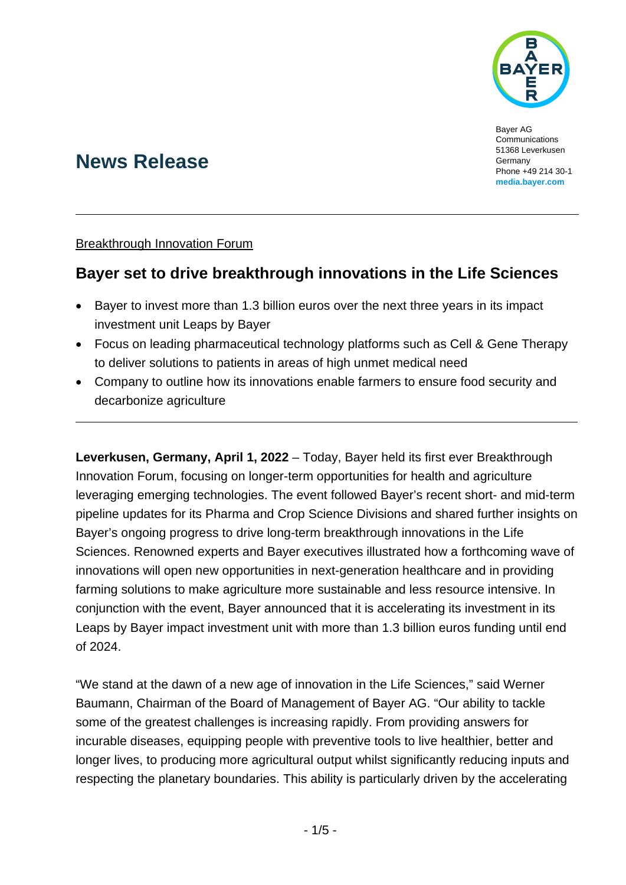Bayer AG
Communications
51368 Leverkusen
Germany
Phone +49 214 30-1
**media.bayer.com**

# News Release

Breakthrough Innovation Forum

## Bayer set to drive breakthrough innovations in the Life Sciences

- Bayer to invest more than 1.3 billion euros over the next three years in its impact investment unit Leaps by Bayer
- Focus on leading pharmaceutical technology platforms such as Cell & Gene Therapy to deliver solutions to patients in areas of high unmet medical need
- Company to outline how its innovations enable farmers to ensure food security and decarbonize agriculture

**Leverkusen, Germany, April 1, 2022** – Today, Bayer held its first ever Breakthrough Innovation Forum, focusing on longer-term opportunities for health and agriculture leveraging emerging technologies. The event followed Bayer's recent short- and mid-term pipeline updates for its Pharma and Crop Science Divisions and shared further insights on Bayer's ongoing progress to drive long-term breakthrough innovations in the Life Sciences. Renowned experts and Bayer executives illustrated how a forthcoming wave of innovations will open new opportunities in next-generation healthcare and in providing farming solutions to make agriculture more sustainable and less resource intensive. In conjunction with the event, Bayer announced that it is accelerating its investment in its Leaps by Bayer impact investment unit with more than 1.3 billion euros funding until end of 2024.

"We stand at the dawn of a new age of innovation in the Life Sciences," said Werner Baumann, Chairman of the Board of Management of Bayer AG. "Our ability to tackle some of the greatest challenges is increasing rapidly. From providing answers for incurable diseases, equipping people with preventive tools to live healthier, better and longer lives, to producing more agricultural output whilst significantly reducing inputs and respecting the planetary boundaries. This ability is particularly driven by the accelerating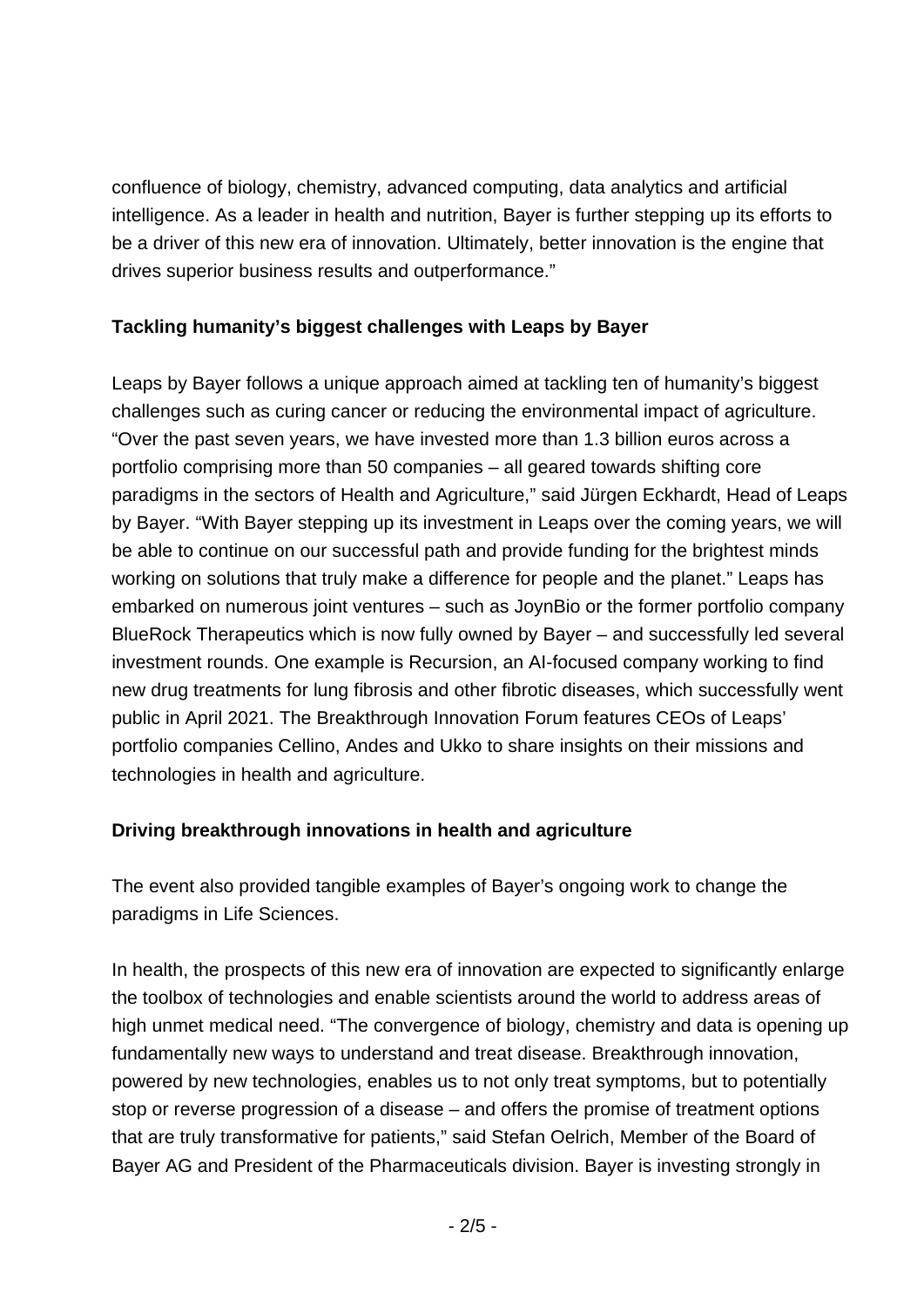confluence of biology, chemistry, advanced computing, data analytics and artificial intelligence. As a leader in health and nutrition, Bayer is further stepping up its efforts to be a driver of this new era of innovation. Ultimately, better innovation is the engine that drives superior business results and outperformance."

**Tackling humanity's biggest challenges with Leaps by Bayer**

Leaps by Bayer follows a unique approach aimed at tackling ten of humanity's biggest challenges such as curing cancer or reducing the environmental impact of agriculture. "Over the past seven years, we have invested more than 1.3 billion euros across a portfolio comprising more than 50 companies – all geared towards shifting core paradigms in the sectors of Health and Agriculture," said Jürgen Eckhardt, Head of Leaps by Bayer. "With Bayer stepping up its investment in Leaps over the coming years, we will be able to continue on our successful path and provide funding for the brightest minds working on solutions that truly make a difference for people and the planet." Leaps has embarked on numerous joint ventures – such as JoynBio or the former portfolio company BlueRock Therapeutics which is now fully owned by Bayer – and successfully led several investment rounds. One example is Recursion, an AI-focused company working to find new drug treatments for lung fibrosis and other fibrotic diseases, which successfully went public in April 2021. The Breakthrough Innovation Forum features CEOs of Leaps' portfolio companies Cellino, Andes and Ukko to share insights on their missions and technologies in health and agriculture.

**Driving breakthrough innovations in health and agriculture**

The event also provided tangible examples of Bayer's ongoing work to change the paradigms in Life Sciences.

In health, the prospects of this new era of innovation are expected to significantly enlarge the toolbox of technologies and enable scientists around the world to address areas of high unmet medical need. "The convergence of biology, chemistry and data is opening up fundamentally new ways to understand and treat disease. Breakthrough innovation, powered by new technologies, enables us to not only treat symptoms, but to potentially stop or reverse progression of a disease – and offers the promise of treatment options that are truly transformative for patients," said Stefan Oelrich, Member of the Board of Bayer AG and President of the Pharmaceuticals division. Bayer is investing strongly in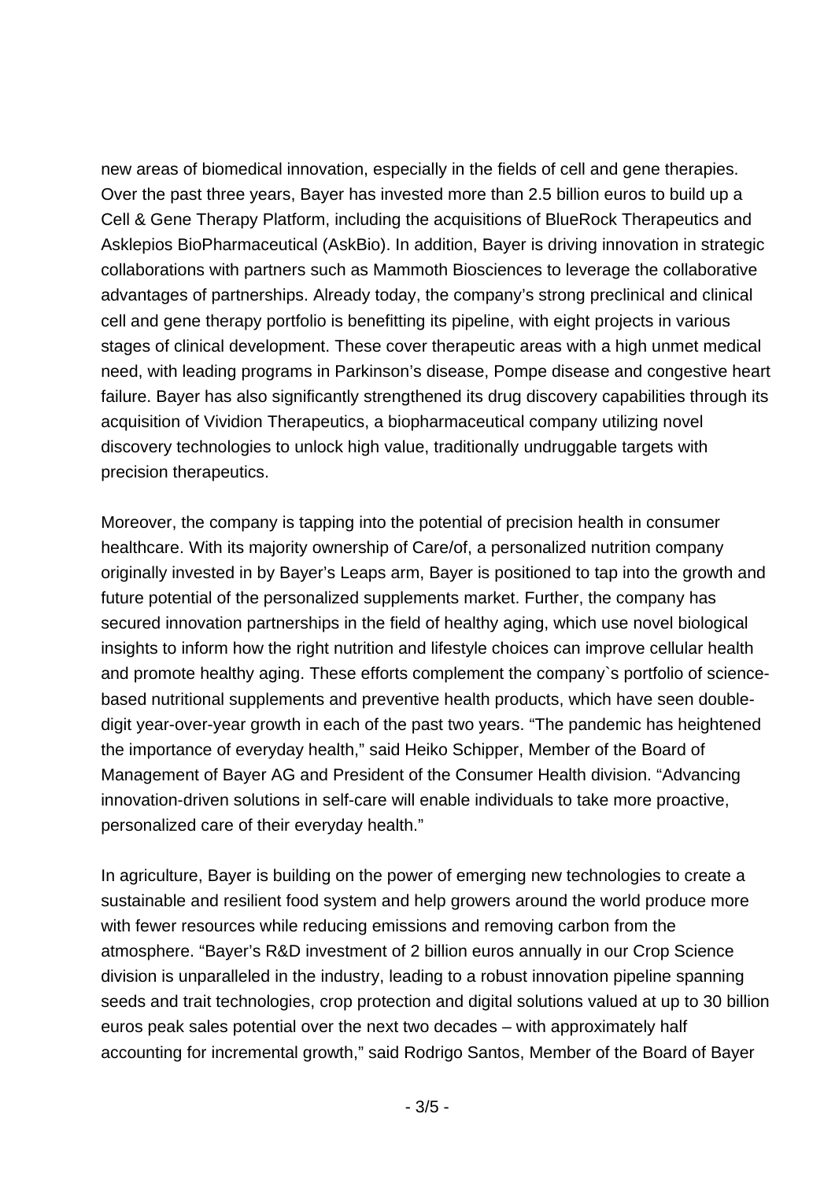new areas of biomedical innovation, especially in the fields of cell and gene therapies. Over the past three years, Bayer has invested more than 2.5 billion euros to build up a Cell & Gene Therapy Platform, including the acquisitions of BlueRock Therapeutics and Asklepios BioPharmaceutical (AskBio). In addition, Bayer is driving innovation in strategic collaborations with partners such as Mammoth Biosciences to leverage the collaborative advantages of partnerships. Already today, the company's strong preclinical and clinical cell and gene therapy portfolio is benefitting its pipeline, with eight projects in various stages of clinical development. These cover therapeutic areas with a high unmet medical need, with leading programs in Parkinson's disease, Pompe disease and congestive heart failure. Bayer has also significantly strengthened its drug discovery capabilities through its acquisition of Vividion Therapeutics, a biopharmaceutical company utilizing novel discovery technologies to unlock high value, traditionally undruggable targets with precision therapeutics.

Moreover, the company is tapping into the potential of precision health in consumer healthcare. With its majority ownership of Care/of, a personalized nutrition company originally invested in by Bayer's Leaps arm, Bayer is positioned to tap into the growth and future potential of the personalized supplements market. Further, the company has secured innovation partnerships in the field of healthy aging, which use novel biological insights to inform how the right nutrition and lifestyle choices can improve cellular health and promote healthy aging. These efforts complement the company`s portfolio of science-based nutritional supplements and preventive health products, which have seen double-digit year-over-year growth in each of the past two years. "The pandemic has heightened the importance of everyday health," said Heiko Schipper, Member of the Board of Management of Bayer AG and President of the Consumer Health division. "Advancing innovation-driven solutions in self-care will enable individuals to take more proactive, personalized care of their everyday health."

In agriculture, Bayer is building on the power of emerging new technologies to create a sustainable and resilient food system and help growers around the world produce more with fewer resources while reducing emissions and removing carbon from the atmosphere. "Bayer's R&D investment of 2 billion euros annually in our Crop Science division is unparalleled in the industry, leading to a robust innovation pipeline spanning seeds and trait technologies, crop protection and digital solutions valued at up to 30 billion euros peak sales potential over the next two decades – with approximately half accounting for incremental growth," said Rodrigo Santos, Member of the Board of Bayer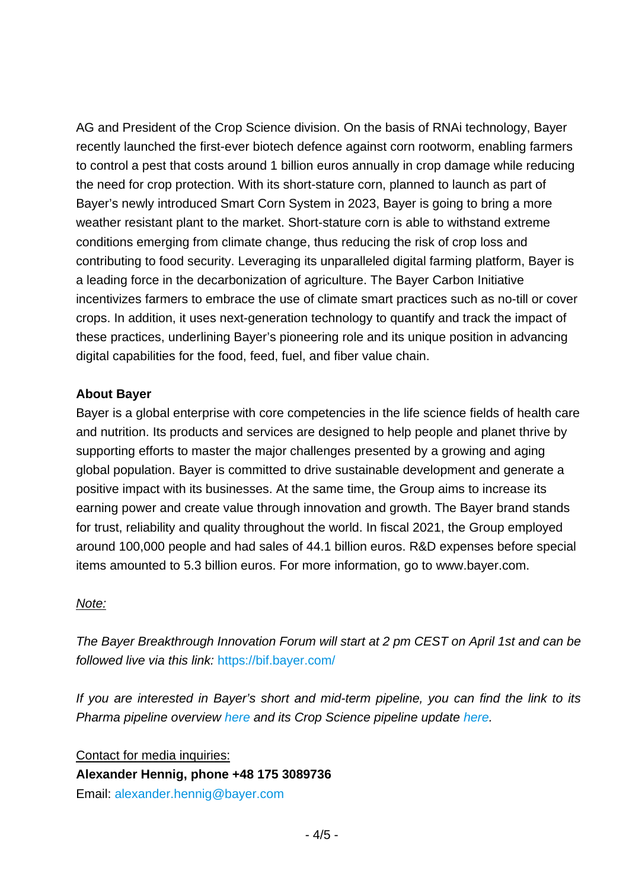AG and President of the Crop Science division. On the basis of RNAi technology, Bayer recently launched the first-ever biotech defence against corn rootworm, enabling farmers to control a pest that costs around 1 billion euros annually in crop damage while reducing the need for crop protection. With its short-stature corn, planned to launch as part of Bayer's newly introduced Smart Corn System in 2023, Bayer is going to bring a more weather resistant plant to the market. Short-stature corn is able to withstand extreme conditions emerging from climate change, thus reducing the risk of crop loss and contributing to food security. Leveraging its unparalleled digital farming platform, Bayer is a leading force in the decarbonization of agriculture. The Bayer Carbon Initiative incentivizes farmers to embrace the use of climate smart practices such as no-till or cover crops. In addition, it uses next-generation technology to quantify and track the impact of these practices, underlining Bayer's pioneering role and its unique position in advancing digital capabilities for the food, feed, fuel, and fiber value chain.

**About Bayer**

Bayer is a global enterprise with core competencies in the life science fields of health care and nutrition. Its products and services are designed to help people and planet thrive by supporting efforts to master the major challenges presented by a growing and aging global population. Bayer is committed to drive sustainable development and generate a positive impact with its businesses. At the same time, the Group aims to increase its earning power and create value through innovation and growth. The Bayer brand stands for trust, reliability and quality throughout the world. In fiscal 2021, the Group employed around 100,000 people and had sales of 44.1 billion euros. R&D expenses before special items amounted to 5.3 billion euros. For more information, go to www.bayer.com.

*Note:*

*The Bayer Breakthrough Innovation Forum will start at 2 pm CEST on April 1st and can be followed live via this link:* https://bif.bayer.com/

*If you are interested in Bayer's short and mid-term pipeline, you can find the link to its Pharma pipeline overview here and its Crop Science pipeline update here.*

Contact for media inquiries:

**Alexander Hennig, phone +48 175 3089736**

Email: alexander.hennig@bayer.com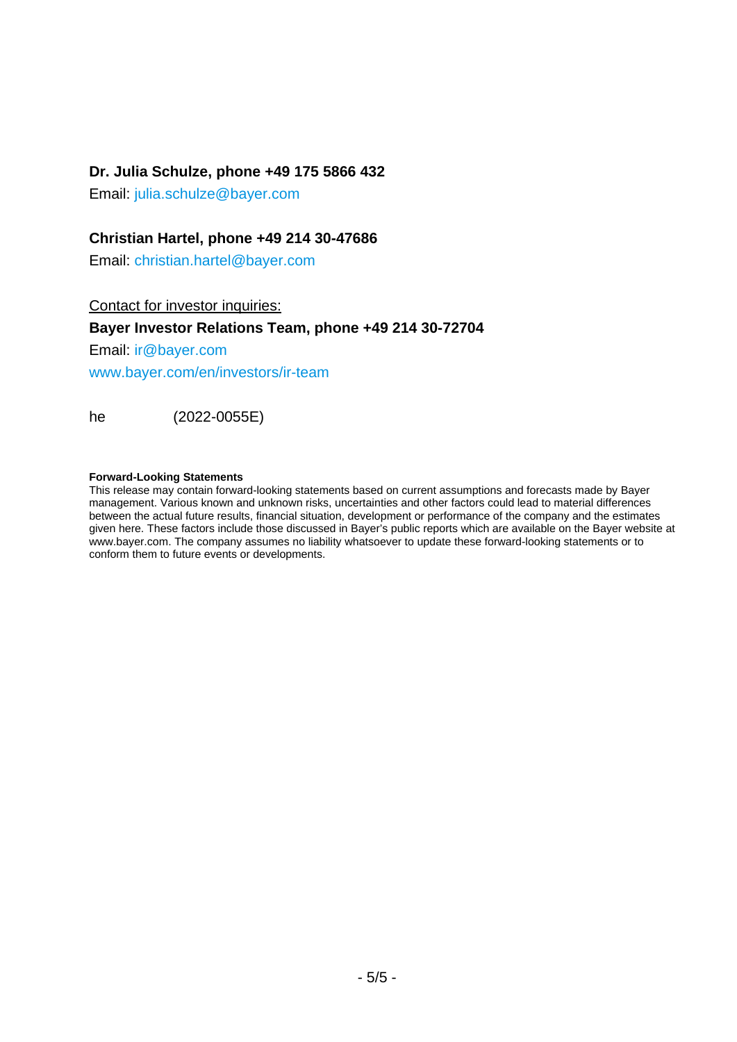**Dr. Julia Schulze, phone +49 175 5866 432**

Email: julia.schulze@bayer.com

**Christian Hartel, phone +49 214 30-47686**

Email: christian.hartel@bayer.com

Contact for investor inquiries:

**Bayer Investor Relations Team, phone +49 214 30-72704**

Email: ir@bayer.com

www.bayer.com/en/investors/ir-team

he (2022-0055E)

**Forward-Looking Statements**

This release may contain forward-looking statements based on current assumptions and forecasts made by Bayer management. Various known and unknown risks, uncertainties and other factors could lead to material differences between the actual future results, financial situation, development or performance of the company and the estimates given here. These factors include those discussed in Bayer's public reports which are available on the Bayer website at www.bayer.com. The company assumes no liability whatsoever to update these forward-looking statements or to conform them to future events or developments.